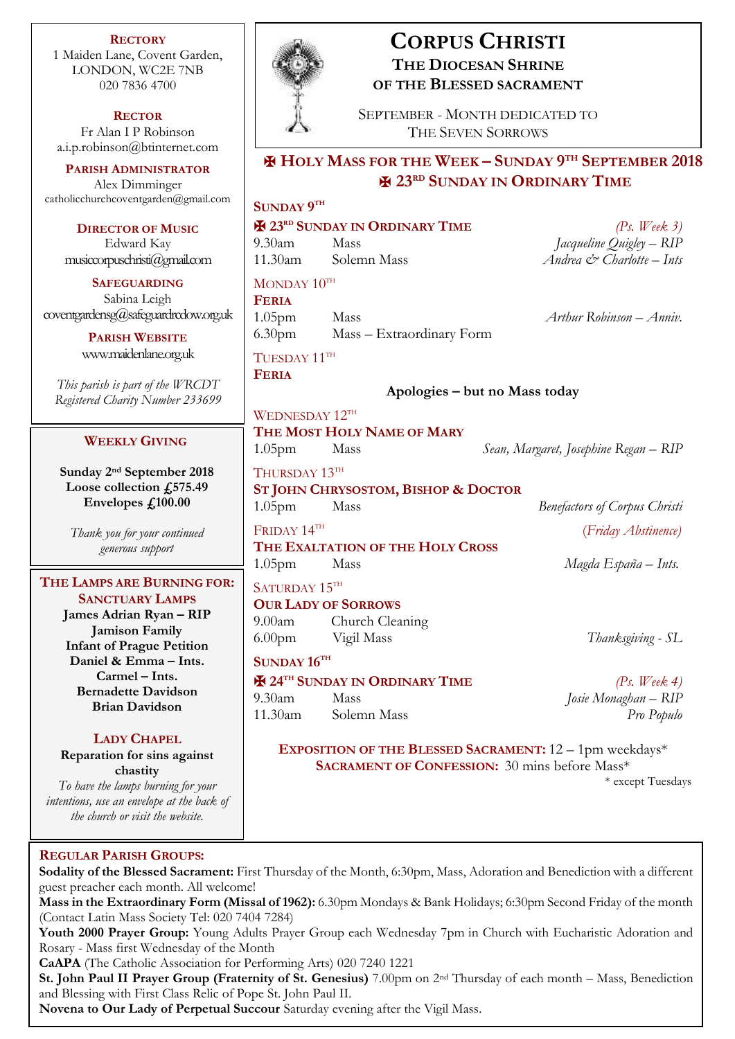# CORPUS CHRISTI

## THE DIOCESAN SHRINE OF THE BLESSED SACRAMENT

SEPTEMBER - MONTH DEDICATED TO THE SEVEN SORROWS

**RECTORY**
1 Maiden Lane, Covent Garden,
LONDON, WC2E 7NB
020 7836 4700

**RECTOR**
Fr Alan I P Robinson
a.i.p.robinson@btinternet.com

**PARISH ADMINISTRATOR**
Alex Dimminger
catholicchurchcoventgarden@gmail.com

**DIRECTOR OF MUSIC**
Edward Kay
musiccorpuschristi@gmail.com

**SAFEGUARDING**
Sabina Leigh
coventgardensg@safeguardrcdow.org.uk

**PARISH WEBSITE**
www.maidenlane.org.uk

*This parish is part of the WRCDT Registered Charity Number 233699*

### WEEKLY GIVING

**Sunday 2nd September 2018**
**Loose collection £575.49**
**Envelopes £100.00**

*Thank you for your continued generous support*

### THE LAMPS ARE BURNING FOR:

**SANCTUARY LAMPS**
**James Adrian Ryan – RIP**
**Jamison Family**
**Infant of Prague Petition**
**Daniel & Emma – Ints.**
**Carmel – Ints.**
**Bernadette Davidson**
**Brian Davidson**

**LADY CHAPEL**
**Reparation for sins against chastity**

*To have the lamps burning for your intentions, use an envelope at the back of the church or visit the website.*

## ✠ HOLY MASS FOR THE WEEK – SUNDAY 9TH SEPTEMBER 2018
## ✠ 23RD SUNDAY IN ORDINARY TIME

**SUNDAY 9TH**
**✠ 23RD SUNDAY IN ORDINARY TIME** *(Ps. Week 3)*

| | | |
|---|---|---|
| 9.30am | Mass | *Jacqueline Quigley – RIP* |
| 11.30am | Solemn Mass | *Andrea & Charlotte – Ints* |

MONDAY 10TH
**FERIA**

| | | |
|---|---|---|
| 1.05pm | Mass | *Arthur Robinson – Anniv.* |
| 6.30pm | Mass – Extraordinary Form | |

TUESDAY 11TH
**FERIA**

**Apologies – but no Mass today**

WEDNESDAY 12TH
**THE MOST HOLY NAME OF MARY**

| | | |
|---|---|---|
| 1.05pm | Mass | *Sean, Margaret, Josephine Regan – RIP* |

THURSDAY 13TH
**ST JOHN CHRYSOSTOM, BISHOP & DOCTOR**

| | | |
|---|---|---|
| 1.05pm | Mass | *Benefactors of Corpus Christi* |

FRIDAY 14TH *(Friday Abstinence)*
**THE EXALTATION OF THE HOLY CROSS**

| | | |
|---|---|---|
| 1.05pm | Mass | *Magda España – Ints.* |

SATURDAY 15TH
**OUR LADY OF SORROWS**

| | | |
|---|---|---|
| 9.00am | Church Cleaning | |
| 6.00pm | Vigil Mass | *Thanksgiving - SL* |

**SUNDAY 16TH**
**✠ 24TH SUNDAY IN ORDINARY TIME** *(Ps. Week 4)*

| | | |
|---|---|---|
| 9.30am | Mass | *Josie Monaghan – RIP* |
| 11.30am | Solemn Mass | *Pro Populo* |

**EXPOSITION OF THE BLESSED SACRAMENT:** 12 – 1pm weekdays*
**SACRAMENT OF CONFESSION:** 30 mins before Mass*
* except Tuesdays

### REGULAR PARISH GROUPS:

**Sodality of the Blessed Sacrament:** First Thursday of the Month, 6:30pm, Mass, Adoration and Benediction with a different guest preacher each month. All welcome!
**Mass in the Extraordinary Form (Missal of 1962):** 6.30pm Mondays & Bank Holidays; 6:30pm Second Friday of the month (Contact Latin Mass Society Tel: 020 7404 7284)
**Youth 2000 Prayer Group:** Young Adults Prayer Group each Wednesday 7pm in Church with Eucharistic Adoration and Rosary - Mass first Wednesday of the Month
**CaAPA** (The Catholic Association for Performing Arts) 020 7240 1221
**St. John Paul II Prayer Group (Fraternity of St. Genesius)** 7.00pm on 2nd Thursday of each month – Mass, Benediction and Blessing with First Class Relic of Pope St. John Paul II.
**Novena to Our Lady of Perpetual Succour** Saturday evening after the Vigil Mass.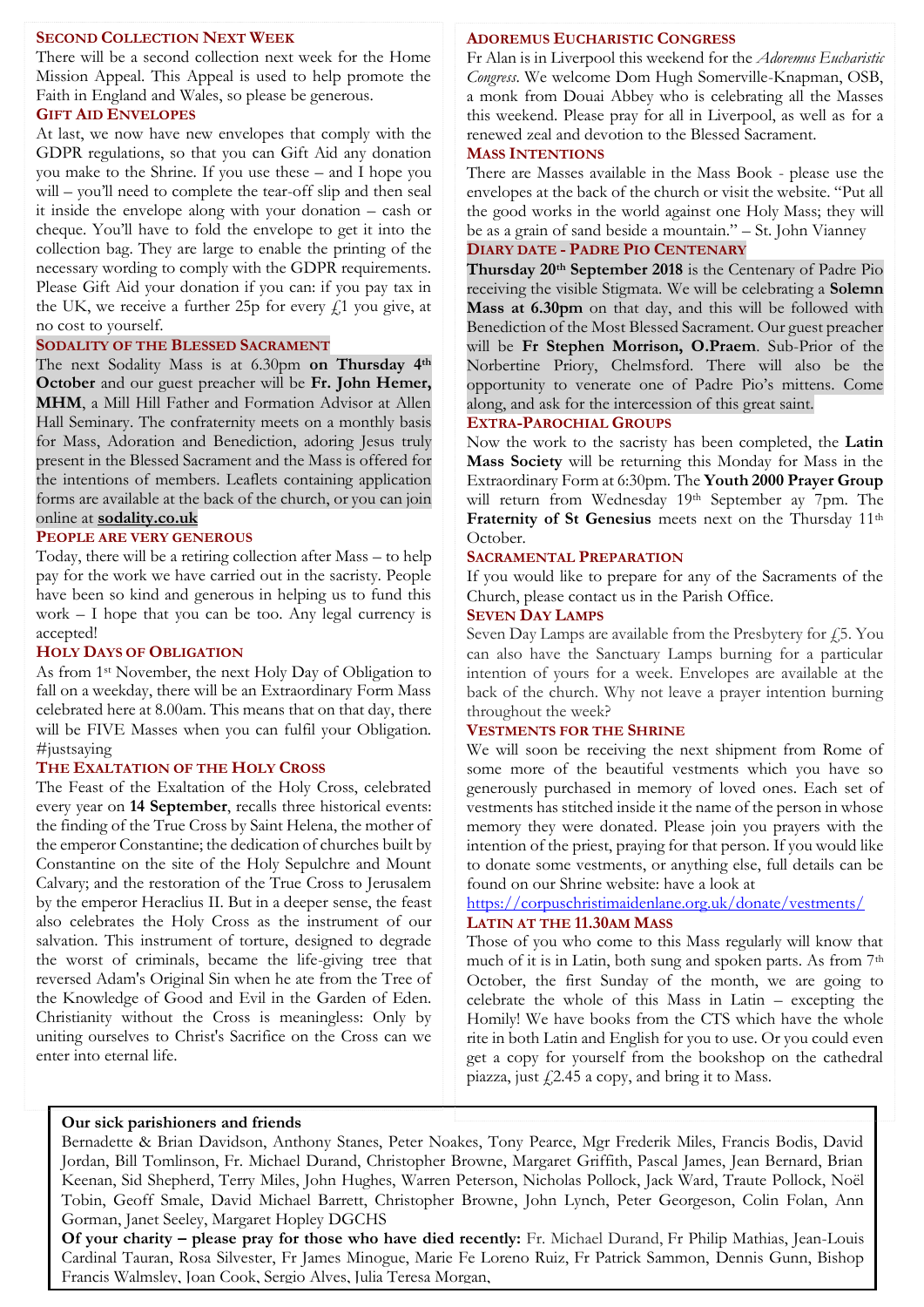## Second Collection Next Week

There will be a second collection next week for the Home Mission Appeal. This Appeal is used to help promote the Faith in England and Wales, so please be generous.

## Gift Aid Envelopes

At last, we now have new envelopes that comply with the GDPR regulations, so that you can Gift Aid any donation you make to the Shrine. If you use these – and I hope you will – you'll need to complete the tear-off slip and then seal it inside the envelope along with your donation – cash or cheque. You'll have to fold the envelope to get it into the collection bag. They are large to enable the printing of the necessary wording to comply with the GDPR requirements. Please Gift Aid your donation if you can: if you pay tax in the UK, we receive a further 25p for every £1 you give, at no cost to yourself.

## Sodality of the Blessed Sacrament

The next Sodality Mass is at 6.30pm **on Thursday 4th October** and our guest preacher will be **Fr. John Hemer, MHM**, a Mill Hill Father and Formation Advisor at Allen Hall Seminary. The confraternity meets on a monthly basis for Mass, Adoration and Benediction, adoring Jesus truly present in the Blessed Sacrament and the Mass is offered for the intentions of members. Leaflets containing application forms are available at the back of the church, or you can join online at **sodality.co.uk**

## People are very generous

Today, there will be a retiring collection after Mass – to help pay for the work we have carried out in the sacristy. People have been so kind and generous in helping us to fund this work – I hope that you can be too. Any legal currency is accepted!

## Holy Days of Obligation

As from 1st November, the next Holy Day of Obligation to fall on a weekday, there will be an Extraordinary Form Mass celebrated here at 8.00am. This means that on that day, there will be FIVE Masses when you can fulfil your Obligation. #justsaying

## The Exaltation of the Holy Cross

The Feast of the Exaltation of the Holy Cross, celebrated every year on **14 September**, recalls three historical events: the finding of the True Cross by Saint Helena, the mother of the emperor Constantine; the dedication of churches built by Constantine on the site of the Holy Sepulchre and Mount Calvary; and the restoration of the True Cross to Jerusalem by the emperor Heraclius II. But in a deeper sense, the feast also celebrates the Holy Cross as the instrument of our salvation. This instrument of torture, designed to degrade the worst of criminals, became the life-giving tree that reversed Adam's Original Sin when he ate from the Tree of the Knowledge of Good and Evil in the Garden of Eden. Christianity without the Cross is meaningless: Only by uniting ourselves to Christ's Sacrifice on the Cross can we enter into eternal life.

## Adoremus Eucharistic Congress

Fr Alan is in Liverpool this weekend for the *Adoremus Eucharistic Congress*. We welcome Dom Hugh Somerville-Knapman, OSB, a monk from Douai Abbey who is celebrating all the Masses this weekend. Please pray for all in Liverpool, as well as for a renewed zeal and devotion to the Blessed Sacrament.

## Mass Intentions

There are Masses available in the Mass Book - please use the envelopes at the back of the church or visit the website. "Put all the good works in the world against one Holy Mass; they will be as a grain of sand beside a mountain." – St. John Vianney

## Diary date - Padre Pio Centenary

**Thursday 20th September 2018** is the Centenary of Padre Pio receiving the visible Stigmata. We will be celebrating a **Solemn Mass at 6.30pm** on that day, and this will be followed with Benediction of the Most Blessed Sacrament. Our guest preacher will be **Fr Stephen Morrison, O.Praem**. Sub-Prior of the Norbertine Priory, Chelmsford. There will also be the opportunity to venerate one of Padre Pio's mittens. Come along, and ask for the intercession of this great saint.

## Extra-Parochial Groups

Now the work to the sacristy has been completed, the **Latin Mass Society** will be returning this Monday for Mass in the Extraordinary Form at 6:30pm. The **Youth 2000 Prayer Group** will return from Wednesday 19th September ay 7pm. The **Fraternity of St Genesius** meets next on the Thursday 11th October.

## Sacramental Preparation

If you would like to prepare for any of the Sacraments of the Church, please contact us in the Parish Office.

## Seven Day Lamps

Seven Day Lamps are available from the Presbytery for £5. You can also have the Sanctuary Lamps burning for a particular intention of yours for a week. Envelopes are available at the back of the church. Why not leave a prayer intention burning throughout the week?

## Vestments for the Shrine

We will soon be receiving the next shipment from Rome of some more of the beautiful vestments which you have so generously purchased in memory of loved ones. Each set of vestments has stitched inside it the name of the person in whose memory they were donated. Please join you prayers with the intention of the priest, praying for that person. If you would like to donate some vestments, or anything else, full details can be found on our Shrine website: have a look at https://corpuschristimaidenlane.org.uk/donate/vestments/

## Latin at the 11.30am Mass

Those of you who come to this Mass regularly will know that much of it is in Latin, both sung and spoken parts. As from 7th October, the first Sunday of the month, we are going to celebrate the whole of this Mass in Latin – excepting the Homily! We have books from the CTS which have the whole rite in both Latin and English for you to use. Or you could even get a copy for yourself from the bookshop on the cathedral piazza, just £2.45 a copy, and bring it to Mass.

---

**Our sick parishioners and friends**

Bernadette & Brian Davidson, Anthony Stanes, Peter Noakes, Tony Pearce, Mgr Frederik Miles, Francis Bodis, David Jordan, Bill Tomlinson, Fr. Michael Durand, Christopher Browne, Margaret Griffith, Pascal James, Jean Bernard, Brian Keenan, Sid Shepherd, Terry Miles, John Hughes, Warren Peterson, Nicholas Pollock, Jack Ward, Traute Pollock, Noël Tobin, Geoff Smale, David Michael Barrett, Christopher Browne, John Lynch, Peter Georgeson, Colin Folan, Ann Gorman, Janet Seeley, Margaret Hopley DGCHS

**Of your charity – please pray for those who have died recently:** Fr. Michael Durand, Fr Philip Mathias, Jean-Louis Cardinal Tauran, Rosa Silvester, Fr James Minogue, Marie Fe Loreno Ruiz, Fr Patrick Sammon, Dennis Gunn, Bishop Francis Walmsley, Joan Cook, Sergio Alves, Julia Teresa Morgan,